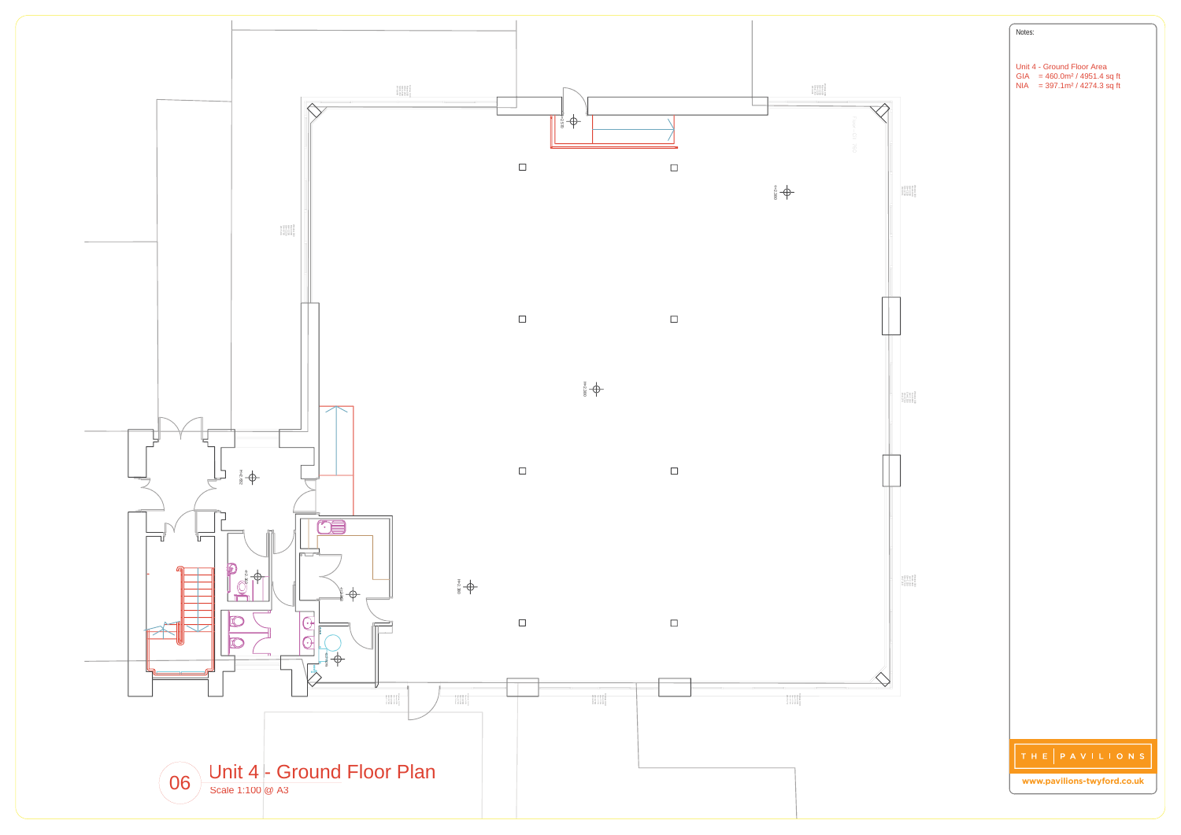Notes:

Unit 4 - Ground Floor Area

GIA = 460.0m² / 4951.4 sq ft

NIA = 397.1m² / 4274.3 sq ft

THE | PAVILIONS

www.pavilions-twyford.co.uk

# 06 Unit 4 - Ground Floor Plan

Scale 1:100 @ A3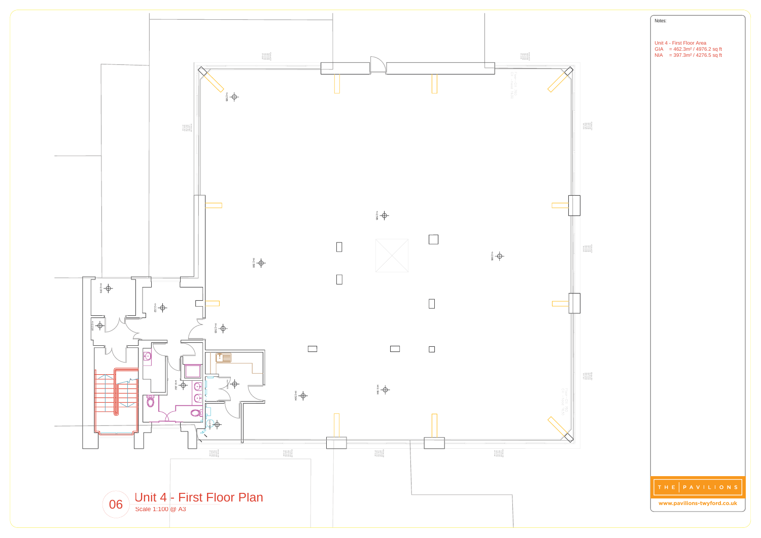Notes:

Unit 4 - First Floor Area
GIA = 462.3m² / 4976.2 sq ft
NIA = 397.3m² / 4276.5 sq ft

THE | PAVILIONS

www.pavilions-twyford.co.uk

06

# Unit 4 - First Floor Plan

Scale 1:100 @ A3